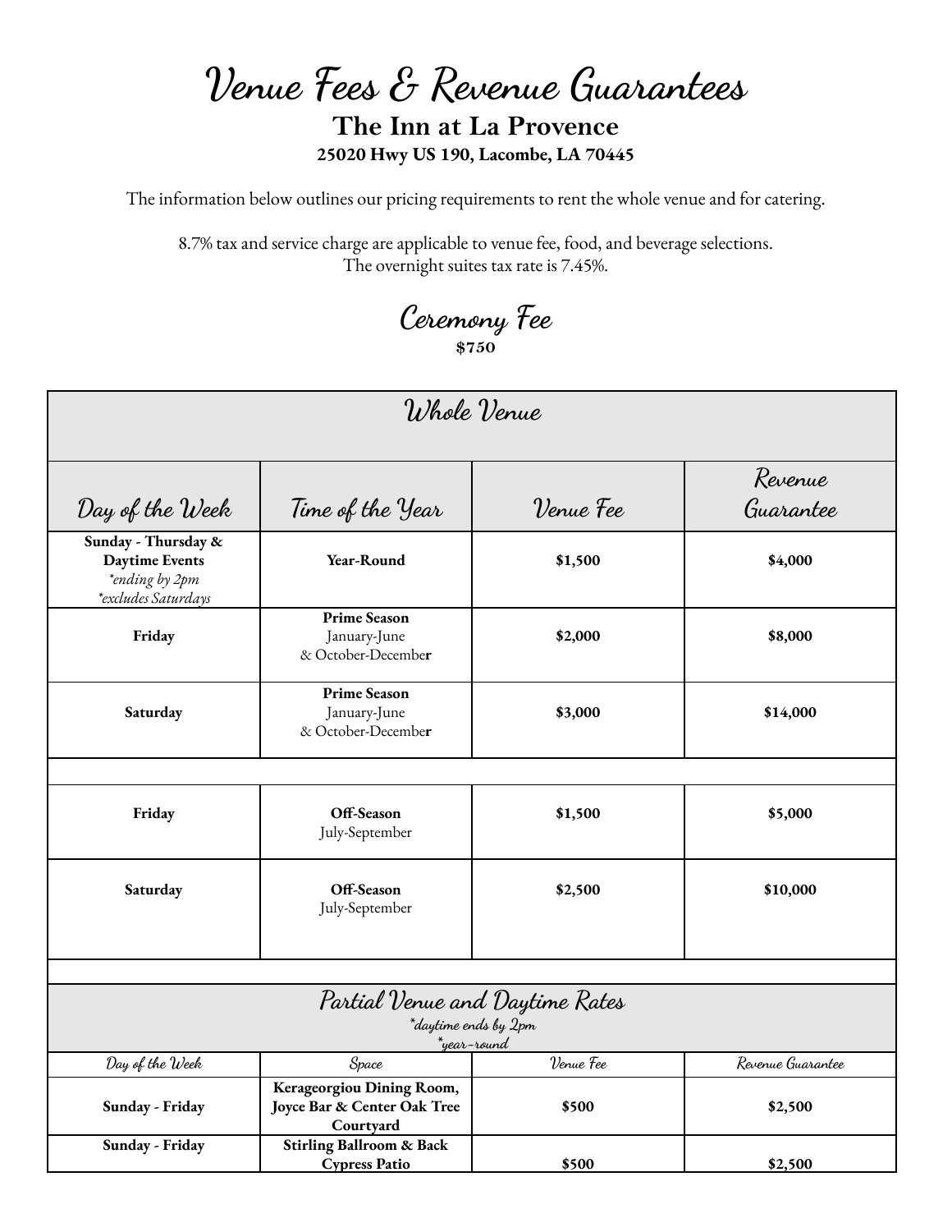# Venue Fees & Revenue Guarantees

## The Inn at La Provence

**25020 Hwy US 190, Lacombe, LA 70445**

The information below outlines our pricing requirements to rent the whole venue and for catering.

8.7% tax and service charge are applicable to venue fee, food, and beverage selections.
The overnight suites tax rate is 7.45%.

## Ceremony Fee

**$750**

| Whole Venue | | | |
|---|---|---|---|
| Day of the Week | Time of the Year | Venue Fee | Revenue Guarantee |
| **Sunday - Thursday & Daytime Events** *\*ending by 2pm* *\*excludes Saturdays* | **Year-Round** | **$1,500** | **$4,000** |
| **Friday** | **Prime Season** January-June & October-December | **$2,000** | **$8,000** |
| **Saturday** | **Prime Season** January-June & October-December | **$3,000** | **$14,000** |
| | | | |
| **Friday** | **Off-Season** July-September | **$1,500** | **$5,000** |
| **Saturday** | **Off-Season** July-September | **$2,500** | **$10,000** |

| Partial Venue and Daytime Rates *\*daytime ends by 2pm* *\*year-round* | | | |
|---|---|---|---|
| Day of the Week | Space | Venue Fee | Revenue Guarantee |
| **Sunday - Friday** | **Kerageorgiou Dining Room, Joyce Bar & Center Oak Tree Courtyard** | **$500** | **$2,500** |
| **Sunday - Friday** | **Stirling Ballroom & Back Cypress Patio** | **$500** | **$2,500** |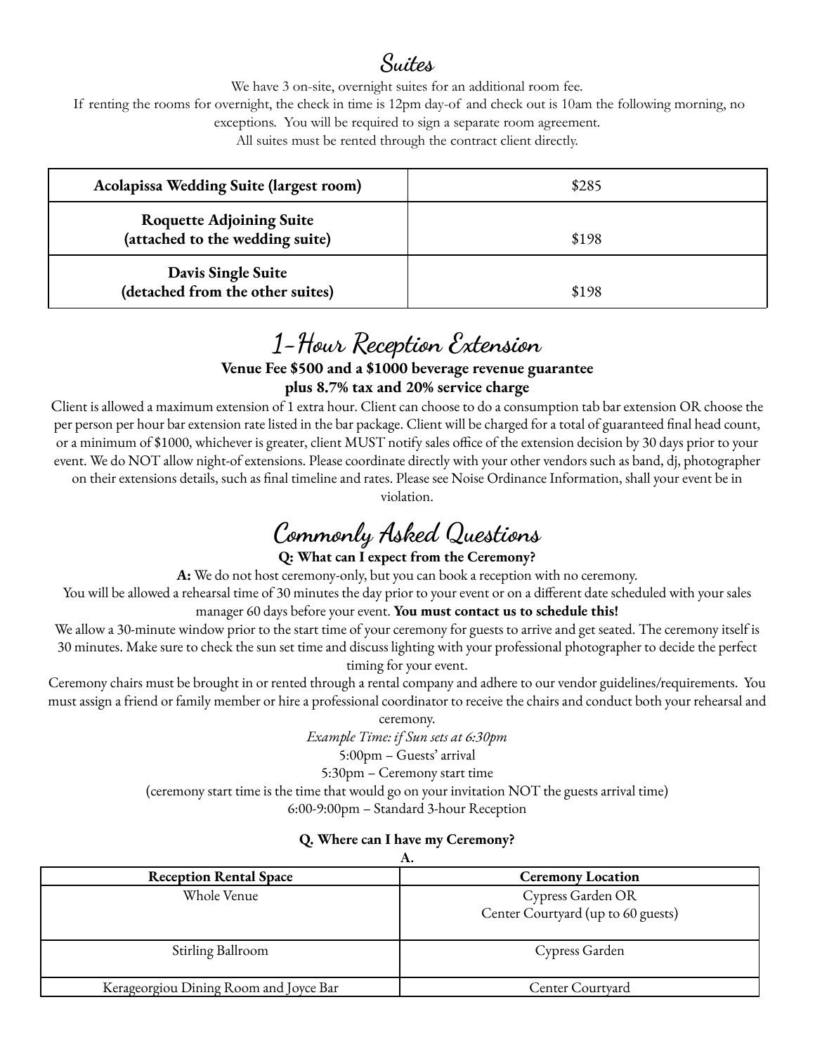## Suites

We have 3 on-site, overnight suites for an additional room fee.

If renting the rooms for overnight, the check in time is 12pm day-of and check out is 10am the following morning, no exceptions. You will be required to sign a separate room agreement.

All suites must be rented through the contract client directly.

| Suite | Fee |
| --- | --- |
| **Acolapissa Wedding Suite (largest room)** | $285 |
| **Roquette Adjoining Suite (attached to the wedding suite)** | $198 |
| **Davis Single Suite (detached from the other suites)** | $198 |

## 1-Hour Reception Extension

**Venue Fee $500 and a $1000 beverage revenue guarantee**
**plus 8.7% tax and 20% service charge**

Client is allowed a maximum extension of 1 extra hour. Client can choose to do a consumption tab bar extension OR choose the per person per hour bar extension rate listed in the bar package. Client will be charged for a total of guaranteed final head count, or a minimum of $1000, whichever is greater, client MUST notify sales office of the extension decision by 30 days prior to your event. We do NOT allow night-of extensions. Please coordinate directly with your other vendors such as band, dj, photographer on their extensions details, such as final timeline and rates. Please see Noise Ordinance Information, shall your event be in violation.

## Commonly Asked Questions

**Q: What can I expect from the Ceremony?**

**A:** We do not host ceremony-only, but you can book a reception with no ceremony.

You will be allowed a rehearsal time of 30 minutes the day prior to your event or on a different date scheduled with your sales manager 60 days before your event. **You must contact us to schedule this!**

We allow a 30-minute window prior to the start time of your ceremony for guests to arrive and get seated. The ceremony itself is 30 minutes. Make sure to check the sun set time and discuss lighting with your professional photographer to decide the perfect timing for your event.

Ceremony chairs must be brought in or rented through a rental company and adhere to our vendor guidelines/requirements. You must assign a friend or family member or hire a professional coordinator to receive the chairs and conduct both your rehearsal and ceremony.

*Example Time: if Sun sets at 6:30pm*

5:00pm – Guests' arrival

5:30pm – Ceremony start time

(ceremony start time is the time that would go on your invitation NOT the guests arrival time)

6:00-9:00pm – Standard 3-hour Reception

**Q. Where can I have my Ceremony?**

**A.**

| Reception Rental Space | Ceremony Location |
| --- | --- |
| Whole Venue | Cypress Garden OR Center Courtyard (up to 60 guests) |
| Stirling Ballroom | Cypress Garden |
| Kerageorgiou Dining Room and Joyce Bar | Center Courtyard |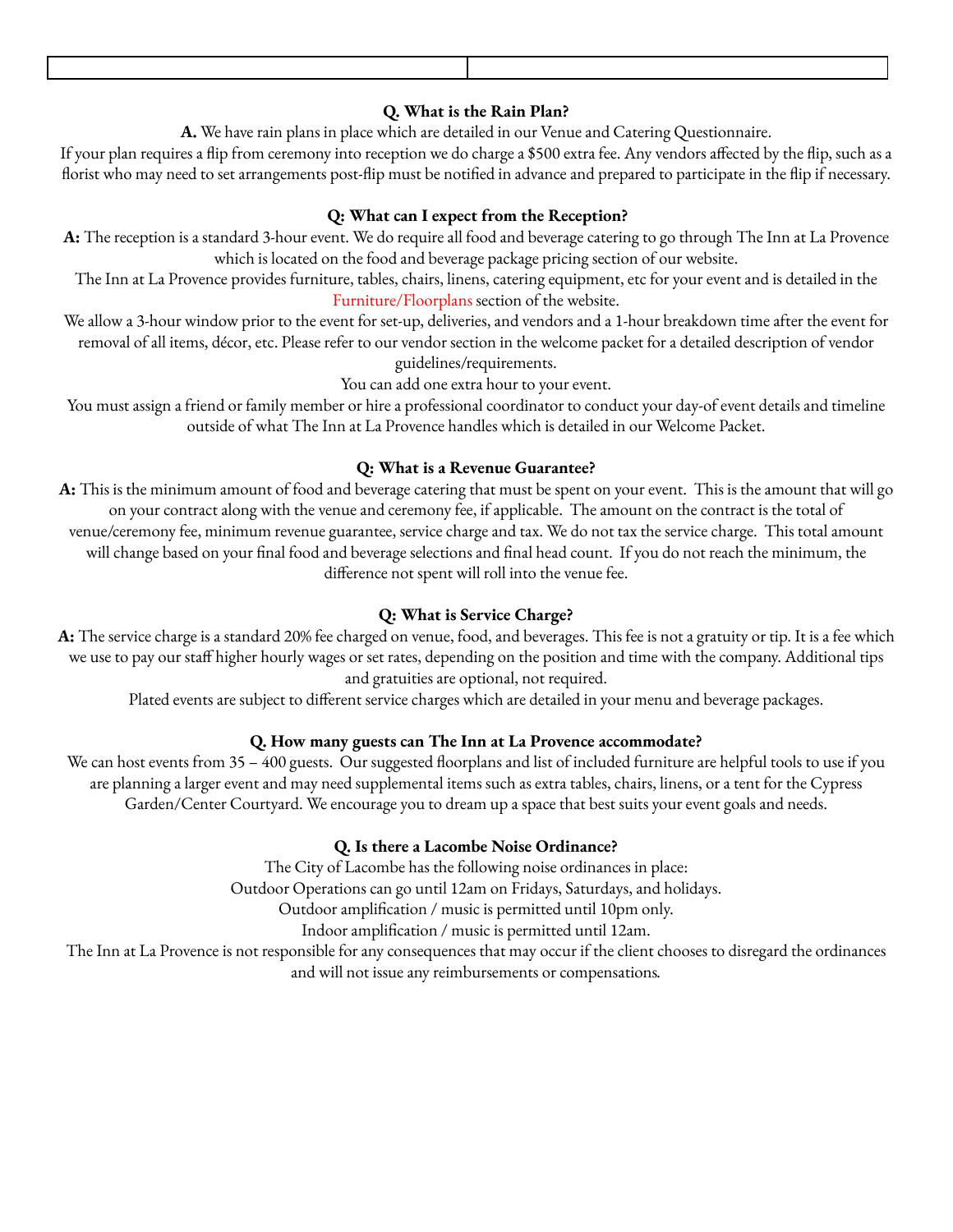| | |
|---|---|

**Q. What is the Rain Plan?**

**A.** We have rain plans in place which are detailed in our Venue and Catering Questionnaire.

If your plan requires a flip from ceremony into reception we do charge a $500 extra fee. Any vendors affected by the flip, such as a florist who may need to set arrangements post-flip must be notified in advance and prepared to participate in the flip if necessary.

**Q: What can I expect from the Reception?**

**A:** The reception is a standard 3-hour event. We do require all food and beverage catering to go through The Inn at La Provence which is located on the food and beverage package pricing section of our website.

The Inn at La Provence provides furniture, tables, chairs, linens, catering equipment, etc for your event and is detailed in the Furniture/Floorplans section of the website.

We allow a 3-hour window prior to the event for set-up, deliveries, and vendors and a 1-hour breakdown time after the event for removal of all items, décor, etc. Please refer to our vendor section in the welcome packet for a detailed description of vendor guidelines/requirements.

You can add one extra hour to your event.

You must assign a friend or family member or hire a professional coordinator to conduct your day-of event details and timeline outside of what The Inn at La Provence handles which is detailed in our Welcome Packet.

**Q: What is a Revenue Guarantee?**

**A:** This is the minimum amount of food and beverage catering that must be spent on your event. This is the amount that will go on your contract along with the venue and ceremony fee, if applicable. The amount on the contract is the total of venue/ceremony fee, minimum revenue guarantee, service charge and tax. We do not tax the service charge. This total amount will change based on your final food and beverage selections and final head count. If you do not reach the minimum, the difference not spent will roll into the venue fee.

**Q: What is Service Charge?**

**A:** The service charge is a standard 20% fee charged on venue, food, and beverages. This fee is not a gratuity or tip. It is a fee which we use to pay our staff higher hourly wages or set rates, depending on the position and time with the company. Additional tips and gratuities are optional, not required.

Plated events are subject to different service charges which are detailed in your menu and beverage packages.

**Q. How many guests can The Inn at La Provence accommodate?**

We can host events from 35 – 400 guests. Our suggested floorplans and list of included furniture are helpful tools to use if you are planning a larger event and may need supplemental items such as extra tables, chairs, linens, or a tent for the Cypress Garden/Center Courtyard. We encourage you to dream up a space that best suits your event goals and needs.

**Q. Is there a Lacombe Noise Ordinance?**

The City of Lacombe has the following noise ordinances in place:

Outdoor Operations can go until 12am on Fridays, Saturdays, and holidays.

Outdoor amplification / music is permitted until 10pm only.

Indoor amplification / music is permitted until 12am.

The Inn at La Provence is not responsible for any consequences that may occur if the client chooses to disregard the ordinances and will not issue any reimbursements or compensations.